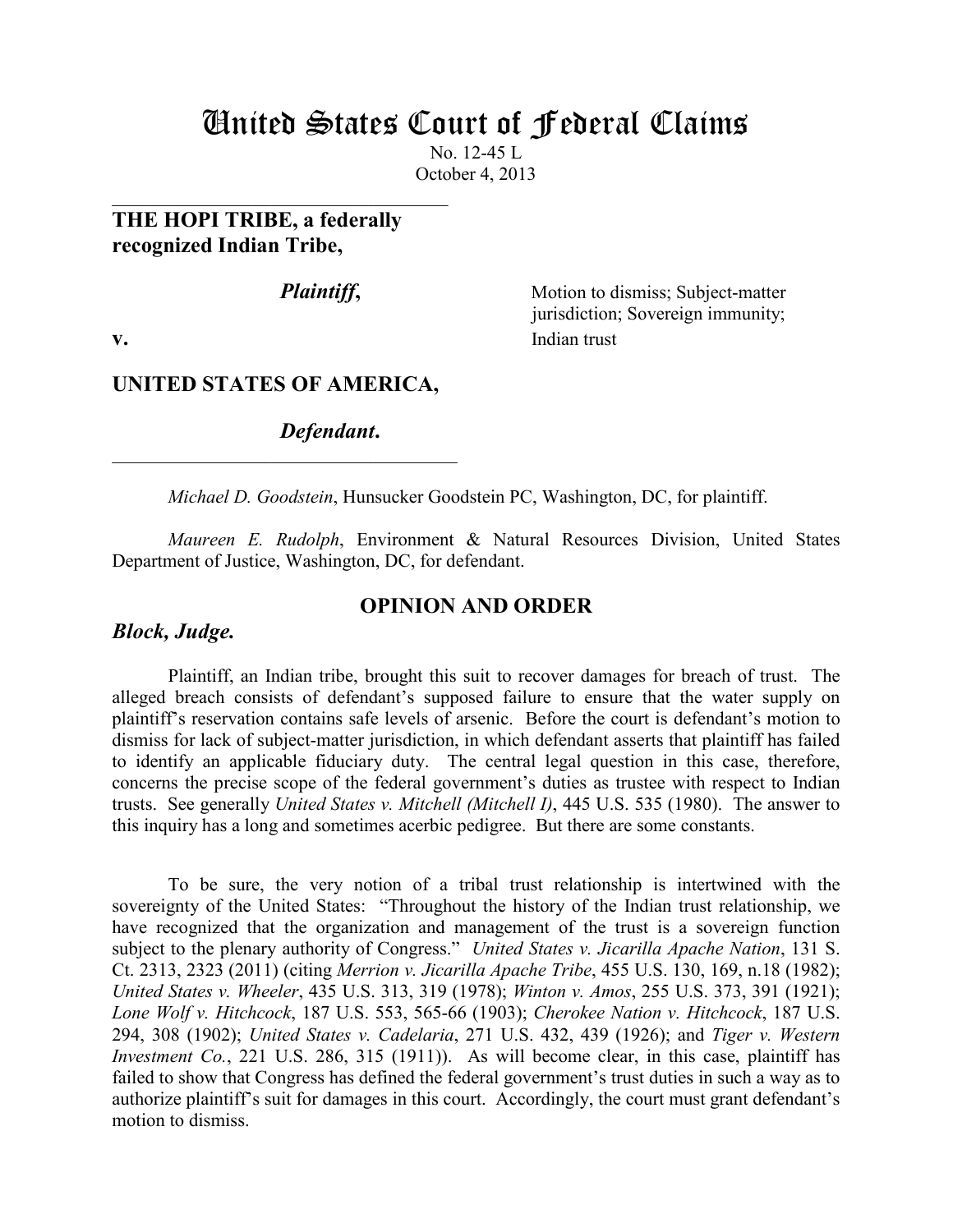# United States Court of Federal Claims

No. 12-45 L
October 4, 2013

---

**THE HOPI TRIBE, a federally recognized Indian Tribe,**

***Plaintiff*,**

**v.**

**UNITED STATES OF AMERICA,**

***Defendant*.**

---

Motion to dismiss; Subject-matter jurisdiction; Sovereign immunity; Indian trust

*Michael D. Goodstein*, Hunsucker Goodstein PC, Washington, DC, for plaintiff.

*Maureen E. Rudolph*, Environment & Natural Resources Division, United States Department of Justice, Washington, DC, for defendant.

## OPINION AND ORDER

***Block, Judge.***

Plaintiff, an Indian tribe, brought this suit to recover damages for breach of trust. The alleged breach consists of defendant's supposed failure to ensure that the water supply on plaintiff's reservation contains safe levels of arsenic. Before the court is defendant's motion to dismiss for lack of subject-matter jurisdiction, in which defendant asserts that plaintiff has failed to identify an applicable fiduciary duty. The central legal question in this case, therefore, concerns the precise scope of the federal government's duties as trustee with respect to Indian trusts. See generally *United States v. Mitchell (Mitchell I)*, 445 U.S. 535 (1980). The answer to this inquiry has a long and sometimes acerbic pedigree. But there are some constants.

To be sure, the very notion of a tribal trust relationship is intertwined with the sovereignty of the United States: "Throughout the history of the Indian trust relationship, we have recognized that the organization and management of the trust is a sovereign function subject to the plenary authority of Congress." *United States v. Jicarilla Apache Nation*, 131 S. Ct. 2313, 2323 (2011) (citing *Merrion v. Jicarilla Apache Tribe*, 455 U.S. 130, 169, n.18 (1982); *United States v. Wheeler*, 435 U.S. 313, 319 (1978); *Winton v. Amos*, 255 U.S. 373, 391 (1921); *Lone Wolf v. Hitchcock*, 187 U.S. 553, 565-66 (1903); *Cherokee Nation v. Hitchcock*, 187 U.S. 294, 308 (1902); *United States v. Cadelaria*, 271 U.S. 432, 439 (1926); and *Tiger v. Western Investment Co.*, 221 U.S. 286, 315 (1911)). As will become clear, in this case, plaintiff has failed to show that Congress has defined the federal government's trust duties in such a way as to authorize plaintiff's suit for damages in this court. Accordingly, the court must grant defendant's motion to dismiss.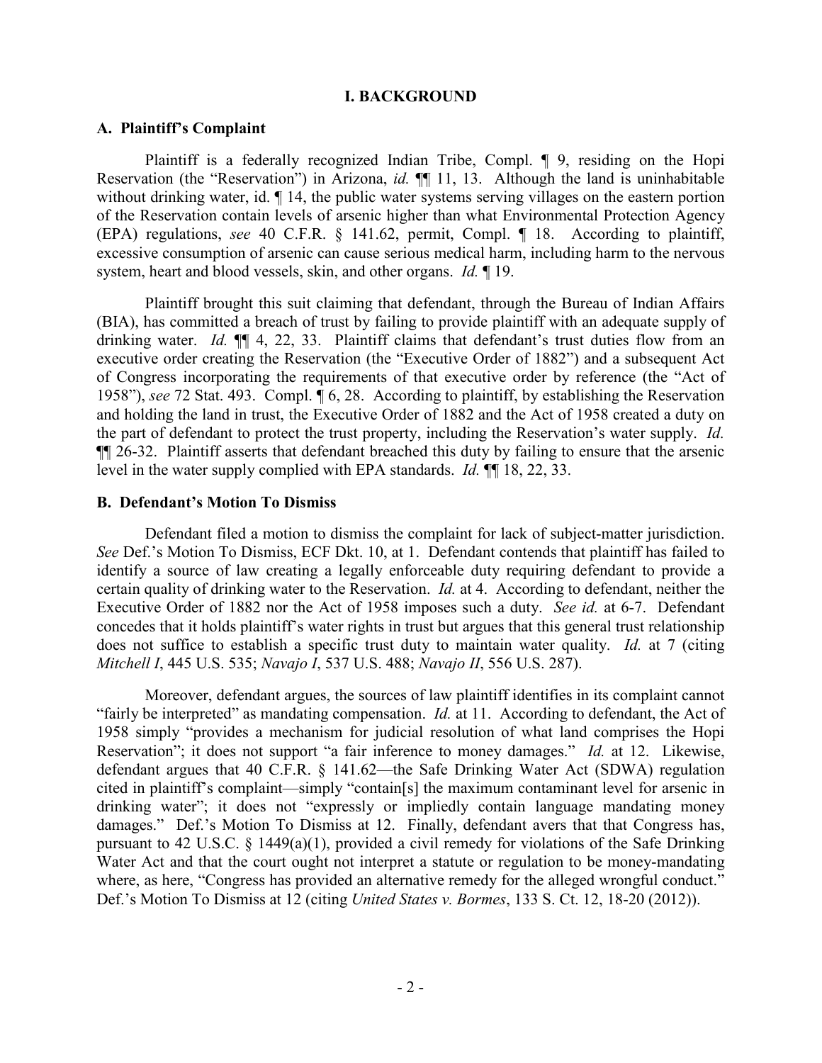## I. BACKGROUND

### A. Plaintiff's Complaint

Plaintiff is a federally recognized Indian Tribe, Compl. ¶ 9, residing on the Hopi Reservation (the "Reservation") in Arizona, *id.* ¶¶ 11, 13. Although the land is uninhabitable without drinking water, id. ¶ 14, the public water systems serving villages on the eastern portion of the Reservation contain levels of arsenic higher than what Environmental Protection Agency (EPA) regulations, *see* 40 C.F.R. § 141.62, permit, Compl. ¶ 18. According to plaintiff, excessive consumption of arsenic can cause serious medical harm, including harm to the nervous system, heart and blood vessels, skin, and other organs. *Id.* ¶ 19.

Plaintiff brought this suit claiming that defendant, through the Bureau of Indian Affairs (BIA), has committed a breach of trust by failing to provide plaintiff with an adequate supply of drinking water. *Id.* ¶¶ 4, 22, 33. Plaintiff claims that defendant's trust duties flow from an executive order creating the Reservation (the "Executive Order of 1882") and a subsequent Act of Congress incorporating the requirements of that executive order by reference (the "Act of 1958"), *see* 72 Stat. 493. Compl. ¶ 6, 28. According to plaintiff, by establishing the Reservation and holding the land in trust, the Executive Order of 1882 and the Act of 1958 created a duty on the part of defendant to protect the trust property, including the Reservation's water supply. *Id.* ¶¶ 26-32. Plaintiff asserts that defendant breached this duty by failing to ensure that the arsenic level in the water supply complied with EPA standards. *Id.* ¶¶ 18, 22, 33.

### B. Defendant's Motion To Dismiss

Defendant filed a motion to dismiss the complaint for lack of subject-matter jurisdiction. *See* Def.'s Motion To Dismiss, ECF Dkt. 10, at 1. Defendant contends that plaintiff has failed to identify a source of law creating a legally enforceable duty requiring defendant to provide a certain quality of drinking water to the Reservation. *Id.* at 4. According to defendant, neither the Executive Order of 1882 nor the Act of 1958 imposes such a duty. *See id.* at 6-7. Defendant concedes that it holds plaintiff's water rights in trust but argues that this general trust relationship does not suffice to establish a specific trust duty to maintain water quality. *Id.* at 7 (citing *Mitchell I*, 445 U.S. 535; *Navajo I*, 537 U.S. 488; *Navajo II*, 556 U.S. 287).

Moreover, defendant argues, the sources of law plaintiff identifies in its complaint cannot "fairly be interpreted" as mandating compensation. *Id.* at 11. According to defendant, the Act of 1958 simply "provides a mechanism for judicial resolution of what land comprises the Hopi Reservation"; it does not support "a fair inference to money damages." *Id.* at 12. Likewise, defendant argues that 40 C.F.R. § 141.62—the Safe Drinking Water Act (SDWA) regulation cited in plaintiff's complaint—simply "contain[s] the maximum contaminant level for arsenic in drinking water"; it does not "expressly or impliedly contain language mandating money damages." Def.'s Motion To Dismiss at 12. Finally, defendant avers that that Congress has, pursuant to 42 U.S.C. § 1449(a)(1), provided a civil remedy for violations of the Safe Drinking Water Act and that the court ought not interpret a statute or regulation to be money-mandating where, as here, "Congress has provided an alternative remedy for the alleged wrongful conduct." Def.'s Motion To Dismiss at 12 (citing *United States v. Bormes*, 133 S. Ct. 12, 18-20 (2012)).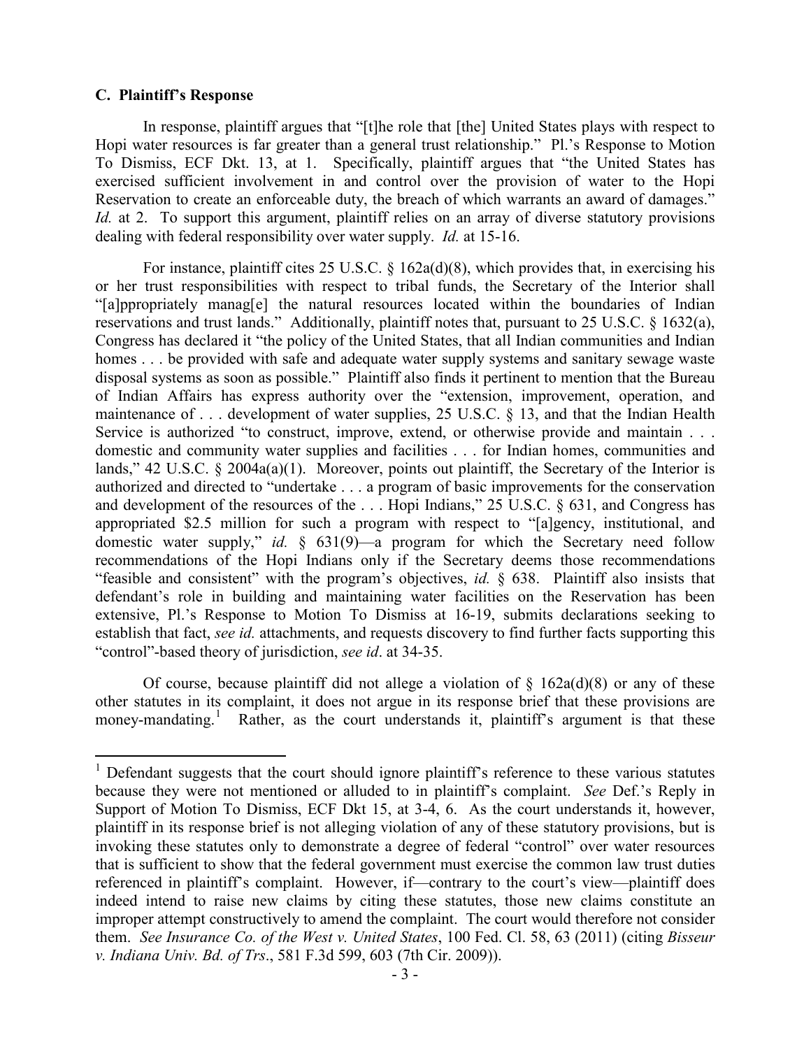### C. Plaintiff's Response

In response, plaintiff argues that "[t]he role that [the] United States plays with respect to Hopi water resources is far greater than a general trust relationship." Pl.'s Response to Motion To Dismiss, ECF Dkt. 13, at 1. Specifically, plaintiff argues that "the United States has exercised sufficient involvement in and control over the provision of water to the Hopi Reservation to create an enforceable duty, the breach of which warrants an award of damages." *Id.* at 2. To support this argument, plaintiff relies on an array of diverse statutory provisions dealing with federal responsibility over water supply. *Id.* at 15-16.

For instance, plaintiff cites 25 U.S.C. § 162a(d)(8), which provides that, in exercising his or her trust responsibilities with respect to tribal funds, the Secretary of the Interior shall "[a]ppropriately manag[e] the natural resources located within the boundaries of Indian reservations and trust lands." Additionally, plaintiff notes that, pursuant to 25 U.S.C. § 1632(a), Congress has declared it "the policy of the United States, that all Indian communities and Indian homes . . . be provided with safe and adequate water supply systems and sanitary sewage waste disposal systems as soon as possible." Plaintiff also finds it pertinent to mention that the Bureau of Indian Affairs has express authority over the "extension, improvement, operation, and maintenance of . . . development of water supplies, 25 U.S.C. § 13, and that the Indian Health Service is authorized "to construct, improve, extend, or otherwise provide and maintain . . . domestic and community water supplies and facilities . . . for Indian homes, communities and lands," 42 U.S.C. § 2004a(a)(1). Moreover, points out plaintiff, the Secretary of the Interior is authorized and directed to "undertake . . . a program of basic improvements for the conservation and development of the resources of the . . . Hopi Indians," 25 U.S.C. § 631, and Congress has appropriated \$2.5 million for such a program with respect to "[a]gency, institutional, and domestic water supply," *id.* § 631(9)—a program for which the Secretary need follow recommendations of the Hopi Indians only if the Secretary deems those recommendations "feasible and consistent" with the program's objectives, *id.* § 638. Plaintiff also insists that defendant's role in building and maintaining water facilities on the Reservation has been extensive, Pl.'s Response to Motion To Dismiss at 16-19, submits declarations seeking to establish that fact, *see id.* attachments, and requests discovery to find further facts supporting this "control"-based theory of jurisdiction, *see id*. at 34-35.

Of course, because plaintiff did not allege a violation of § 162a(d)(8) or any of these other statutes in its complaint, it does not argue in its response brief that these provisions are money-mandating.[1] Rather, as the court understands it, plaintiff's argument is that these

[1] Defendant suggests that the court should ignore plaintiff's reference to these various statutes because they were not mentioned or alluded to in plaintiff's complaint. *See* Def.'s Reply in Support of Motion To Dismiss, ECF Dkt 15, at 3-4, 6. As the court understands it, however, plaintiff in its response brief is not alleging violation of any of these statutory provisions, but is invoking these statutes only to demonstrate a degree of federal "control" over water resources that is sufficient to show that the federal government must exercise the common law trust duties referenced in plaintiff's complaint. However, if—contrary to the court's view—plaintiff does indeed intend to raise new claims by citing these statutes, those new claims constitute an improper attempt constructively to amend the complaint. The court would therefore not consider them. *See Insurance Co. of the West v. United States*, 100 Fed. Cl. 58, 63 (2011) (citing *Bisseur v. Indiana Univ. Bd. of Trs*., 581 F.3d 599, 603 (7th Cir. 2009)).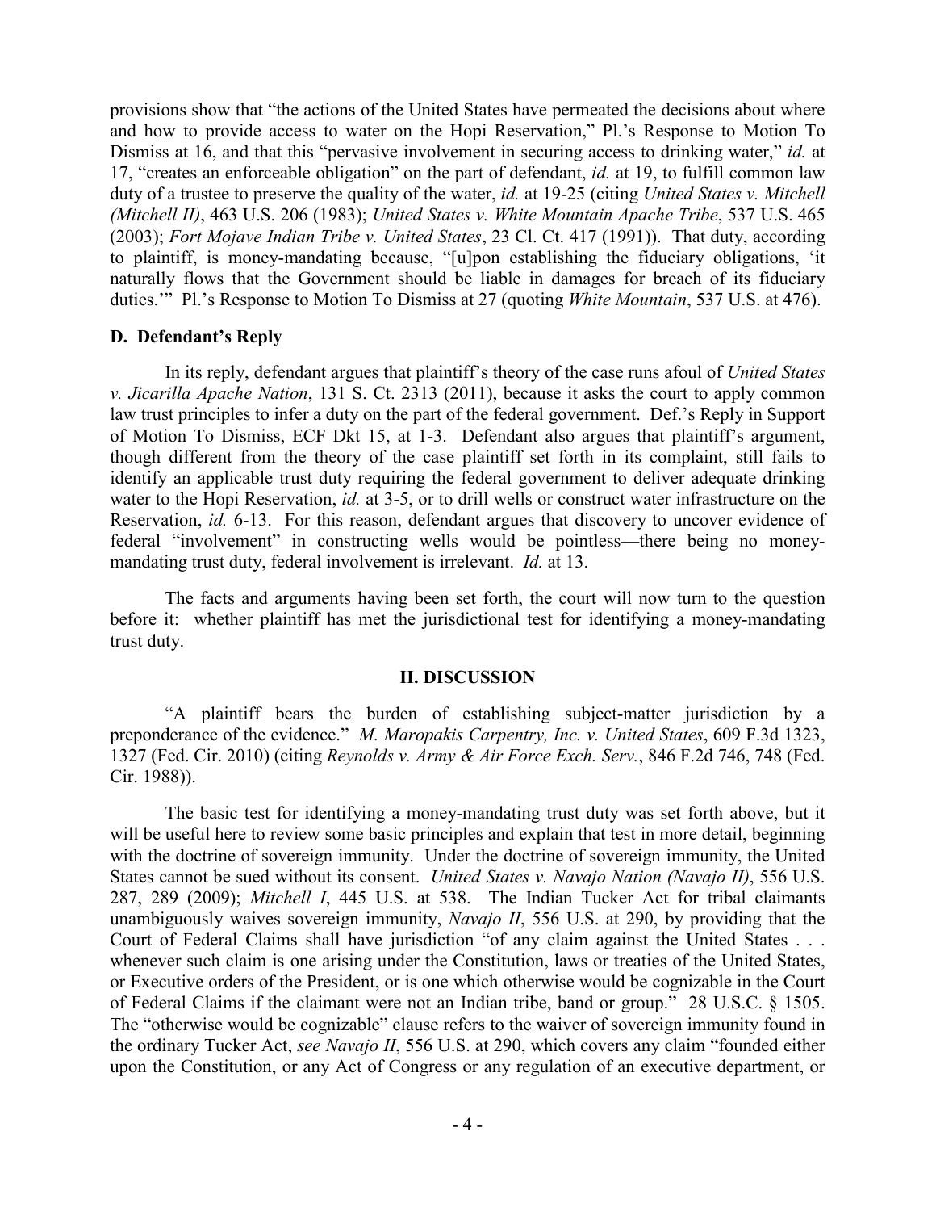provisions show that "the actions of the United States have permeated the decisions about where and how to provide access to water on the Hopi Reservation," Pl.'s Response to Motion To Dismiss at 16, and that this "pervasive involvement in securing access to drinking water," *id.* at 17, "creates an enforceable obligation" on the part of defendant, *id.* at 19, to fulfill common law duty of a trustee to preserve the quality of the water, *id.* at 19-25 (citing *United States v. Mitchell (Mitchell II)*, 463 U.S. 206 (1983); *United States v. White Mountain Apache Tribe*, 537 U.S. 465 (2003); *Fort Mojave Indian Tribe v. United States*, 23 Cl. Ct. 417 (1991)). That duty, according to plaintiff, is money-mandating because, "[u]pon establishing the fiduciary obligations, 'it naturally flows that the Government should be liable in damages for breach of its fiduciary duties.'" Pl.'s Response to Motion To Dismiss at 27 (quoting *White Mountain*, 537 U.S. at 476).

### D. Defendant's Reply

In its reply, defendant argues that plaintiff's theory of the case runs afoul of *United States v. Jicarilla Apache Nation*, 131 S. Ct. 2313 (2011), because it asks the court to apply common law trust principles to infer a duty on the part of the federal government. Def.'s Reply in Support of Motion To Dismiss, ECF Dkt 15, at 1-3. Defendant also argues that plaintiff's argument, though different from the theory of the case plaintiff set forth in its complaint, still fails to identify an applicable trust duty requiring the federal government to deliver adequate drinking water to the Hopi Reservation, *id.* at 3-5, or to drill wells or construct water infrastructure on the Reservation, *id.* 6-13. For this reason, defendant argues that discovery to uncover evidence of federal "involvement" in constructing wells would be pointless—there being no money-mandating trust duty, federal involvement is irrelevant. *Id.* at 13.

The facts and arguments having been set forth, the court will now turn to the question before it: whether plaintiff has met the jurisdictional test for identifying a money-mandating trust duty.

## II. DISCUSSION

"A plaintiff bears the burden of establishing subject-matter jurisdiction by a preponderance of the evidence." *M. Maropakis Carpentry, Inc. v. United States*, 609 F.3d 1323, 1327 (Fed. Cir. 2010) (citing *Reynolds v. Army & Air Force Exch. Serv.*, 846 F.2d 746, 748 (Fed. Cir. 1988)).

The basic test for identifying a money-mandating trust duty was set forth above, but it will be useful here to review some basic principles and explain that test in more detail, beginning with the doctrine of sovereign immunity. Under the doctrine of sovereign immunity, the United States cannot be sued without its consent. *United States v. Navajo Nation (Navajo II)*, 556 U.S. 287, 289 (2009); *Mitchell I*, 445 U.S. at 538. The Indian Tucker Act for tribal claimants unambiguously waives sovereign immunity, *Navajo II*, 556 U.S. at 290, by providing that the Court of Federal Claims shall have jurisdiction "of any claim against the United States . . . whenever such claim is one arising under the Constitution, laws or treaties of the United States, or Executive orders of the President, or is one which otherwise would be cognizable in the Court of Federal Claims if the claimant were not an Indian tribe, band or group." 28 U.S.C. § 1505. The "otherwise would be cognizable" clause refers to the waiver of sovereign immunity found in the ordinary Tucker Act, *see Navajo II*, 556 U.S. at 290, which covers any claim "founded either upon the Constitution, or any Act of Congress or any regulation of an executive department, or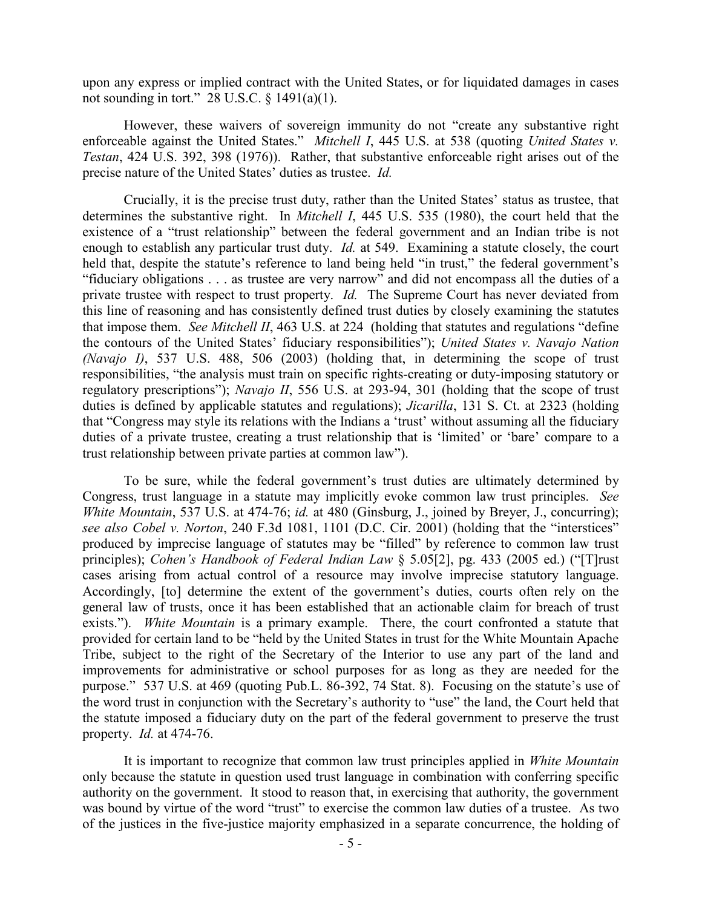upon any express or implied contract with the United States, or for liquidated damages in cases not sounding in tort." 28 U.S.C. § 1491(a)(1).

However, these waivers of sovereign immunity do not "create any substantive right enforceable against the United States." *Mitchell I*, 445 U.S. at 538 (quoting *United States v. Testan*, 424 U.S. 392, 398 (1976)). Rather, that substantive enforceable right arises out of the precise nature of the United States' duties as trustee. *Id.*

Crucially, it is the precise trust duty, rather than the United States' status as trustee, that determines the substantive right. In *Mitchell I*, 445 U.S. 535 (1980), the court held that the existence of a "trust relationship" between the federal government and an Indian tribe is not enough to establish any particular trust duty. *Id.* at 549. Examining a statute closely, the court held that, despite the statute's reference to land being held "in trust," the federal government's "fiduciary obligations . . . as trustee are very narrow" and did not encompass all the duties of a private trustee with respect to trust property. *Id.* The Supreme Court has never deviated from this line of reasoning and has consistently defined trust duties by closely examining the statutes that impose them. *See Mitchell II*, 463 U.S. at 224 (holding that statutes and regulations "define the contours of the United States' fiduciary responsibilities"); *United States v. Navajo Nation (Navajo I)*, 537 U.S. 488, 506 (2003) (holding that, in determining the scope of trust responsibilities, "the analysis must train on specific rights-creating or duty-imposing statutory or regulatory prescriptions"); *Navajo II*, 556 U.S. at 293-94, 301 (holding that the scope of trust duties is defined by applicable statutes and regulations); *Jicarilla*, 131 S. Ct. at 2323 (holding that "Congress may style its relations with the Indians a 'trust' without assuming all the fiduciary duties of a private trustee, creating a trust relationship that is 'limited' or 'bare' compare to a trust relationship between private parties at common law").

To be sure, while the federal government's trust duties are ultimately determined by Congress, trust language in a statute may implicitly evoke common law trust principles. *See White Mountain*, 537 U.S. at 474-76; *id.* at 480 (Ginsburg, J., joined by Breyer, J., concurring); *see also Cobel v. Norton*, 240 F.3d 1081, 1101 (D.C. Cir. 2001) (holding that the "interstices" produced by imprecise language of statutes may be "filled" by reference to common law trust principles); *Cohen's Handbook of Federal Indian Law* § 5.05[2], pg. 433 (2005 ed.) ("[T]rust cases arising from actual control of a resource may involve imprecise statutory language. Accordingly, [to] determine the extent of the government's duties, courts often rely on the general law of trusts, once it has been established that an actionable claim for breach of trust exists."). *White Mountain* is a primary example. There, the court confronted a statute that provided for certain land to be "held by the United States in trust for the White Mountain Apache Tribe, subject to the right of the Secretary of the Interior to use any part of the land and improvements for administrative or school purposes for as long as they are needed for the purpose." 537 U.S. at 469 (quoting Pub.L. 86-392, 74 Stat. 8). Focusing on the statute's use of the word trust in conjunction with the Secretary's authority to "use" the land, the Court held that the statute imposed a fiduciary duty on the part of the federal government to preserve the trust property. *Id.* at 474-76.

It is important to recognize that common law trust principles applied in *White Mountain* only because the statute in question used trust language in combination with conferring specific authority on the government. It stood to reason that, in exercising that authority, the government was bound by virtue of the word "trust" to exercise the common law duties of a trustee. As two of the justices in the five-justice majority emphasized in a separate concurrence, the holding of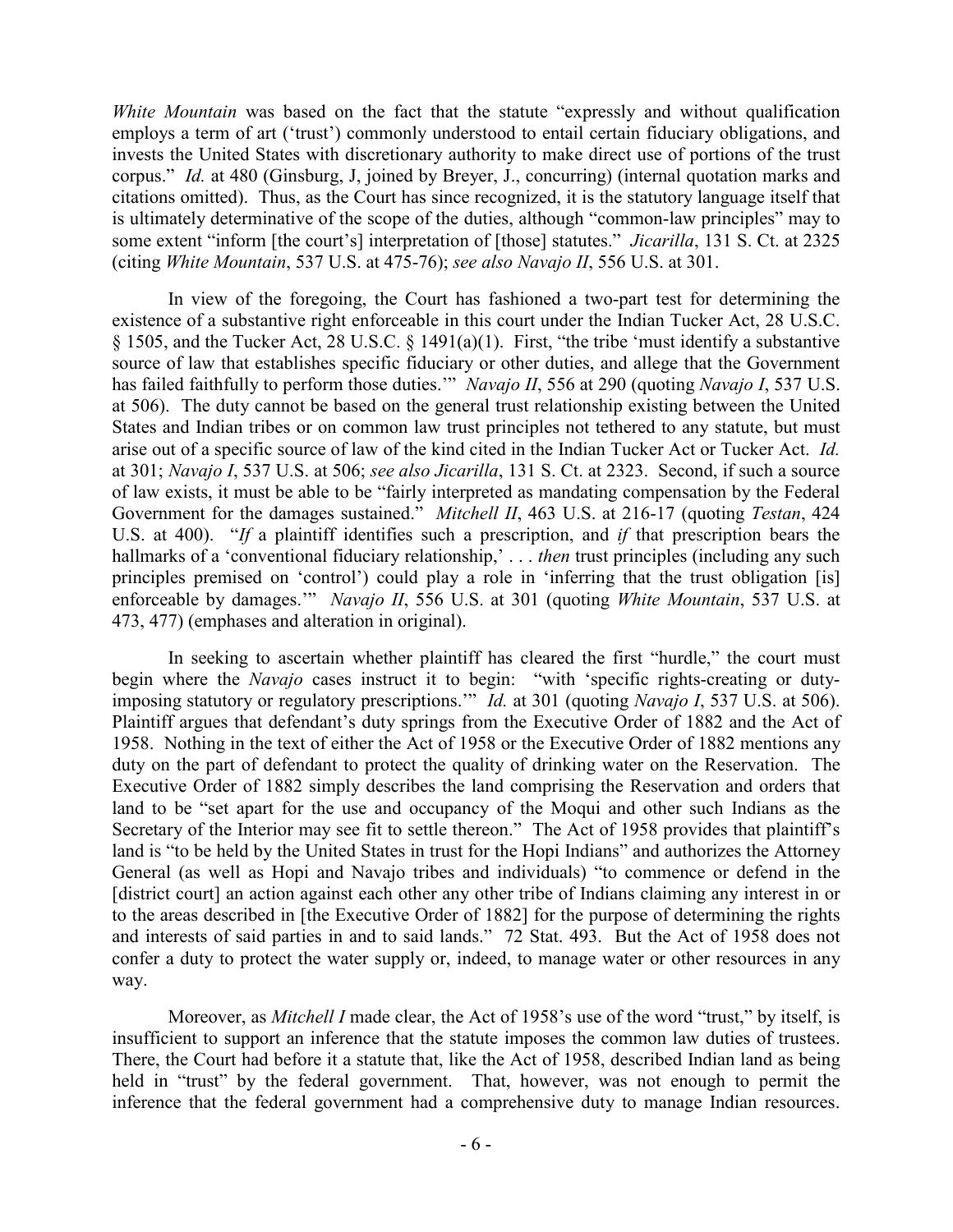*White Mountain* was based on the fact that the statute "expressly and without qualification employs a term of art ('trust') commonly understood to entail certain fiduciary obligations, and invests the United States with discretionary authority to make direct use of portions of the trust corpus." *Id.* at 480 (Ginsburg, J, joined by Breyer, J., concurring) (internal quotation marks and citations omitted). Thus, as the Court has since recognized, it is the statutory language itself that is ultimately determinative of the scope of the duties, although "common-law principles" may to some extent "inform [the court's] interpretation of [those] statutes." *Jicarilla*, 131 S. Ct. at 2325 (citing *White Mountain*, 537 U.S. at 475-76); *see also Navajo II*, 556 U.S. at 301.

In view of the foregoing, the Court has fashioned a two-part test for determining the existence of a substantive right enforceable in this court under the Indian Tucker Act, 28 U.S.C. § 1505, and the Tucker Act, 28 U.S.C. § 1491(a)(1). First, "the tribe 'must identify a substantive source of law that establishes specific fiduciary or other duties, and allege that the Government has failed faithfully to perform those duties.'" *Navajo II*, 556 at 290 (quoting *Navajo I*, 537 U.S. at 506). The duty cannot be based on the general trust relationship existing between the United States and Indian tribes or on common law trust principles not tethered to any statute, but must arise out of a specific source of law of the kind cited in the Indian Tucker Act or Tucker Act. *Id.* at 301; *Navajo I*, 537 U.S. at 506; *see also Jicarilla*, 131 S. Ct. at 2323. Second, if such a source of law exists, it must be able to be "fairly interpreted as mandating compensation by the Federal Government for the damages sustained." *Mitchell II*, 463 U.S. at 216-17 (quoting *Testan*, 424 U.S. at 400). "*If* a plaintiff identifies such a prescription, and *if* that prescription bears the hallmarks of a 'conventional fiduciary relationship,' . . . *then* trust principles (including any such principles premised on 'control') could play a role in 'inferring that the trust obligation [is] enforceable by damages.'" *Navajo II*, 556 U.S. at 301 (quoting *White Mountain*, 537 U.S. at 473, 477) (emphases and alteration in original).

In seeking to ascertain whether plaintiff has cleared the first "hurdle," the court must begin where the *Navajo* cases instruct it to begin: "with 'specific rights-creating or duty-imposing statutory or regulatory prescriptions.'" *Id.* at 301 (quoting *Navajo I*, 537 U.S. at 506). Plaintiff argues that defendant's duty springs from the Executive Order of 1882 and the Act of 1958. Nothing in the text of either the Act of 1958 or the Executive Order of 1882 mentions any duty on the part of defendant to protect the quality of drinking water on the Reservation. The Executive Order of 1882 simply describes the land comprising the Reservation and orders that land to be "set apart for the use and occupancy of the Moqui and other such Indians as the Secretary of the Interior may see fit to settle thereon." The Act of 1958 provides that plaintiff's land is "to be held by the United States in trust for the Hopi Indians" and authorizes the Attorney General (as well as Hopi and Navajo tribes and individuals) "to commence or defend in the [district court] an action against each other any other tribe of Indians claiming any interest in or to the areas described in [the Executive Order of 1882] for the purpose of determining the rights and interests of said parties in and to said lands." 72 Stat. 493. But the Act of 1958 does not confer a duty to protect the water supply or, indeed, to manage water or other resources in any way.

Moreover, as *Mitchell I* made clear, the Act of 1958's use of the word "trust," by itself, is insufficient to support an inference that the statute imposes the common law duties of trustees. There, the Court had before it a statute that, like the Act of 1958, described Indian land as being held in "trust" by the federal government. That, however, was not enough to permit the inference that the federal government had a comprehensive duty to manage Indian resources.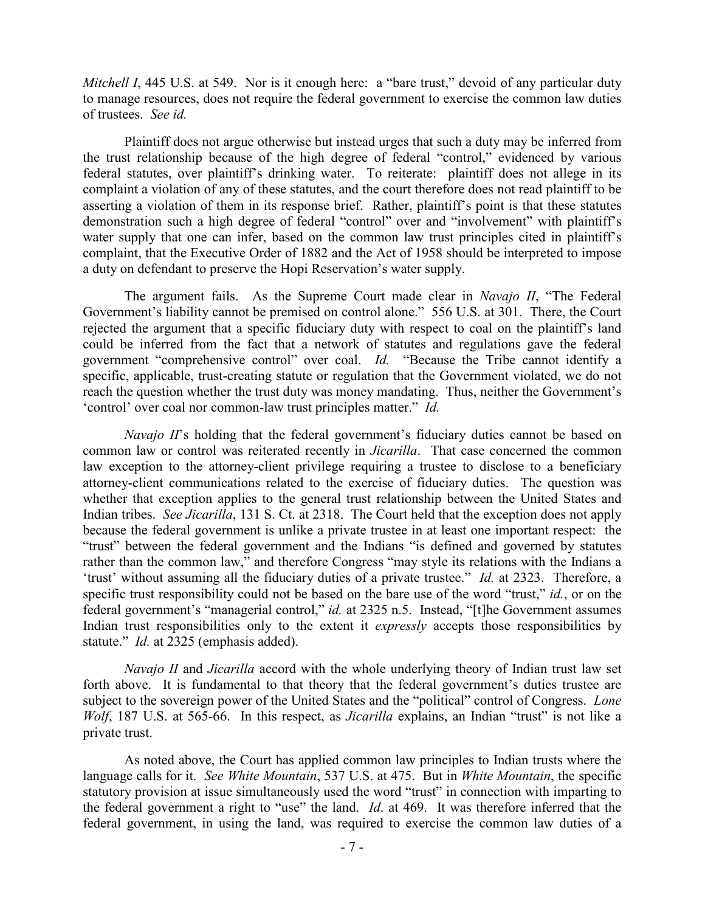*Mitchell I*, 445 U.S. at 549. Nor is it enough here: a "bare trust," devoid of any particular duty to manage resources, does not require the federal government to exercise the common law duties of trustees. *See id.*

Plaintiff does not argue otherwise but instead urges that such a duty may be inferred from the trust relationship because of the high degree of federal "control," evidenced by various federal statutes, over plaintiff's drinking water. To reiterate: plaintiff does not allege in its complaint a violation of any of these statutes, and the court therefore does not read plaintiff to be asserting a violation of them in its response brief. Rather, plaintiff's point is that these statutes demonstration such a high degree of federal "control" over and "involvement" with plaintiff's water supply that one can infer, based on the common law trust principles cited in plaintiff's complaint, that the Executive Order of 1882 and the Act of 1958 should be interpreted to impose a duty on defendant to preserve the Hopi Reservation's water supply.

The argument fails. As the Supreme Court made clear in *Navajo II*, "The Federal Government's liability cannot be premised on control alone." 556 U.S. at 301. There, the Court rejected the argument that a specific fiduciary duty with respect to coal on the plaintiff's land could be inferred from the fact that a network of statutes and regulations gave the federal government "comprehensive control" over coal. *Id.* "Because the Tribe cannot identify a specific, applicable, trust-creating statute or regulation that the Government violated, we do not reach the question whether the trust duty was money mandating. Thus, neither the Government's 'control' over coal nor common-law trust principles matter." *Id.*

*Navajo II*'s holding that the federal government's fiduciary duties cannot be based on common law or control was reiterated recently in *Jicarilla*. That case concerned the common law exception to the attorney-client privilege requiring a trustee to disclose to a beneficiary attorney-client communications related to the exercise of fiduciary duties. The question was whether that exception applies to the general trust relationship between the United States and Indian tribes. *See Jicarilla*, 131 S. Ct. at 2318. The Court held that the exception does not apply because the federal government is unlike a private trustee in at least one important respect: the "trust" between the federal government and the Indians "is defined and governed by statutes rather than the common law," and therefore Congress "may style its relations with the Indians a 'trust' without assuming all the fiduciary duties of a private trustee." *Id.* at 2323. Therefore, a specific trust responsibility could not be based on the bare use of the word "trust," *id.*, or on the federal government's "managerial control," *id.* at 2325 n.5. Instead, "[t]he Government assumes Indian trust responsibilities only to the extent it *expressly* accepts those responsibilities by statute." *Id.* at 2325 (emphasis added).

*Navajo II* and *Jicarilla* accord with the whole underlying theory of Indian trust law set forth above. It is fundamental to that theory that the federal government's duties trustee are subject to the sovereign power of the United States and the "political" control of Congress. *Lone Wolf*, 187 U.S. at 565-66. In this respect, as *Jicarilla* explains, an Indian "trust" is not like a private trust.

As noted above, the Court has applied common law principles to Indian trusts where the language calls for it. *See White Mountain*, 537 U.S. at 475. But in *White Mountain*, the specific statutory provision at issue simultaneously used the word "trust" in connection with imparting to the federal government a right to "use" the land. *Id*. at 469. It was therefore inferred that the federal government, in using the land, was required to exercise the common law duties of a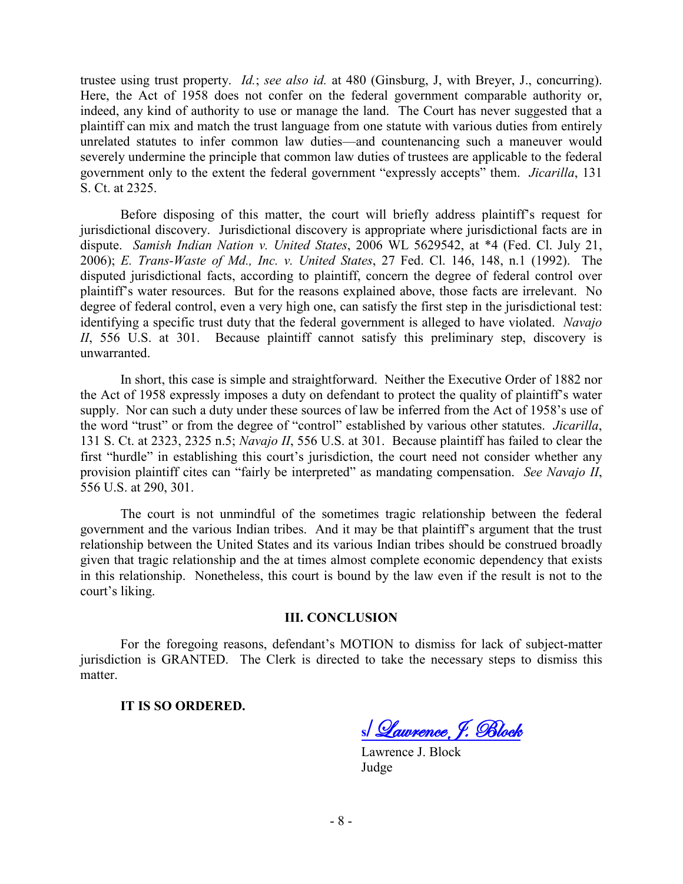trustee using trust property. *Id.*; *see also id.* at 480 (Ginsburg, J, with Breyer, J., concurring). Here, the Act of 1958 does not confer on the federal government comparable authority or, indeed, any kind of authority to use or manage the land. The Court has never suggested that a plaintiff can mix and match the trust language from one statute with various duties from entirely unrelated statutes to infer common law duties—and countenancing such a maneuver would severely undermine the principle that common law duties of trustees are applicable to the federal government only to the extent the federal government "expressly accepts" them. *Jicarilla*, 131 S. Ct. at 2325.

Before disposing of this matter, the court will briefly address plaintiff's request for jurisdictional discovery. Jurisdictional discovery is appropriate where jurisdictional facts are in dispute. *Samish Indian Nation v. United States*, 2006 WL 5629542, at *4 (Fed. Cl. July 21, 2006); *E. Trans-Waste of Md., Inc. v. United States*, 27 Fed. Cl. 146, 148, n.1 (1992). The disputed jurisdictional facts, according to plaintiff, concern the degree of federal control over plaintiff's water resources. But for the reasons explained above, those facts are irrelevant. No degree of federal control, even a very high one, can satisfy the first step in the jurisdictional test: identifying a specific trust duty that the federal government is alleged to have violated. *Navajo II*, 556 U.S. at 301. Because plaintiff cannot satisfy this preliminary step, discovery is unwarranted.

In short, this case is simple and straightforward. Neither the Executive Order of 1882 nor the Act of 1958 expressly imposes a duty on defendant to protect the quality of plaintiff's water supply. Nor can such a duty under these sources of law be inferred from the Act of 1958's use of the word "trust" or from the degree of "control" established by various other statutes. *Jicarilla*, 131 S. Ct. at 2323, 2325 n.5; *Navajo II*, 556 U.S. at 301. Because plaintiff has failed to clear the first "hurdle" in establishing this court's jurisdiction, the court need not consider whether any provision plaintiff cites can "fairly be interpreted" as mandating compensation. *See Navajo II*, 556 U.S. at 290, 301.

The court is not unmindful of the sometimes tragic relationship between the federal government and the various Indian tribes. And it may be that plaintiff's argument that the trust relationship between the United States and its various Indian tribes should be construed broadly given that tragic relationship and the at times almost complete economic dependency that exists in this relationship. Nonetheless, this court is bound by the law even if the result is not to the court's liking.

## III. CONCLUSION

For the foregoing reasons, defendant's MOTION to dismiss for lack of subject-matter jurisdiction is GRANTED. The Clerk is directed to take the necessary steps to dismiss this matter.

**IT IS SO ORDERED.**

s/ Lawrence J. Block

Lawrence J. Block
Judge